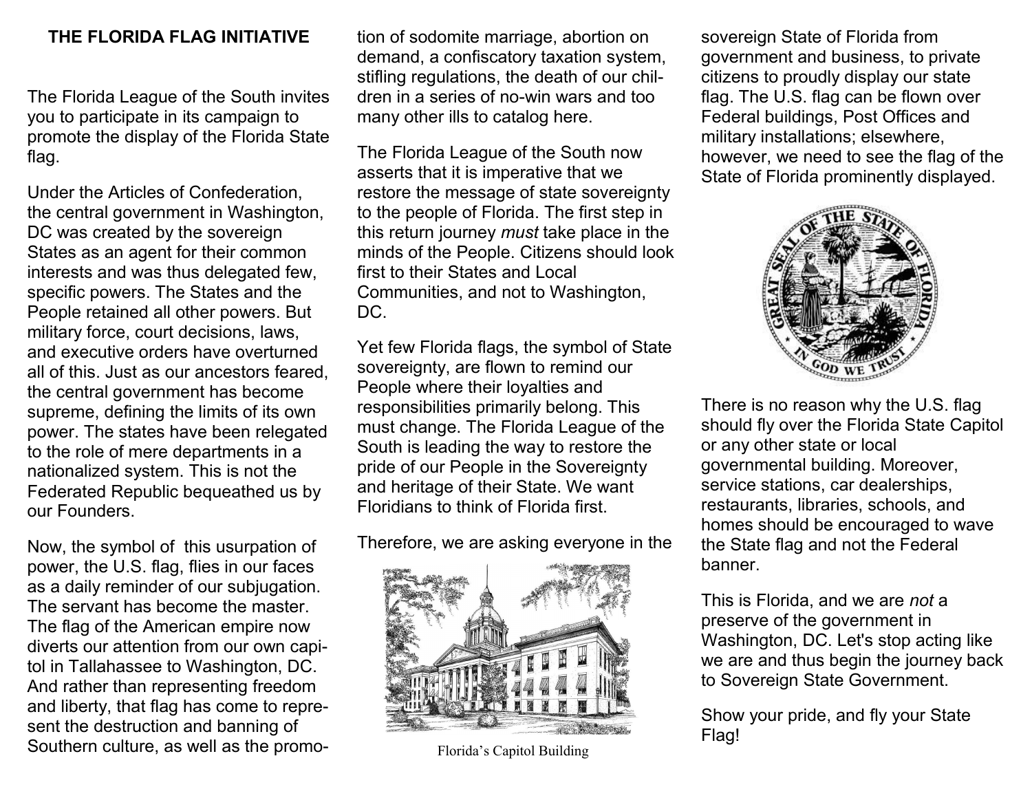# THE FLORIDA FLAG INITIATIVE

The Florida League of the South invites you to participate in its campaign to promote the display of the Florida State flag.

Under the Articles of Confederation, the central government in Washington, DC was created by the sovereign States as an agent for their common interests and was thus delegated few, specific powers. The States and the People retained all other powers. But military force, court decisions, laws, and executive orders have overturned all of this. Just as our ancestors feared, the central government has become supreme, defining the limits of its own power. The states have been relegated to the role of mere departments in a nationalized system. This is not the Federated Republic bequeathed us by our Founders.

Now, the symbol of this usurpation of power, the U.S. flag, flies in our faces as a daily reminder of our subjugation. The servant has become the master. The flag of the American empire now diverts our attention from our own capitol in Tallahassee to Washington, DC. And rather than representing freedom and liberty, that flag has come to represent the destruction and banning of Southern culture, as well as the promotion of sodomite marriage, abortion on demand, a confiscatory taxation system, stifling regulations, the death of our children in a series of no-win wars and too many other ills to catalog here.

The Florida League of the South now asserts that it is imperative that we restore the message of state sovereignty to the people of Florida. The first step in this return journey *must* take place in the minds of the People. Citizens should look first to their States and Local Communities, and not to Washington, DC.

Yet few Florida flags, the symbol of State sovereignty, are flown to remind our People where their loyalties and responsibilities primarily belong. This must change. The Florida League of the South is leading the way to restore the pride of our People in the Sovereignty and heritage of their State. We want Floridians to think of Florida first.

Therefore, we are asking everyone in the sovereign State of Florida from government and business, to private citizens to proudly display our state flag. The U.S. flag can be flown over Federal buildings, Post Offices and military installations; elsewhere, however, we need to see the flag of the State of Florida prominently displayed.

Florida's Capitol Building

There is no reason why the U.S. flag should fly over the Florida State Capitol or any other state or local governmental building. Moreover, service stations, car dealerships, restaurants, libraries, schools, and homes should be encouraged to wave the State flag and not the Federal banner.

This is Florida, and we are *not* a preserve of the government in Washington, DC. Let's stop acting like we are and thus begin the journey back to Sovereign State Government.

Show your pride, and fly your State Flag!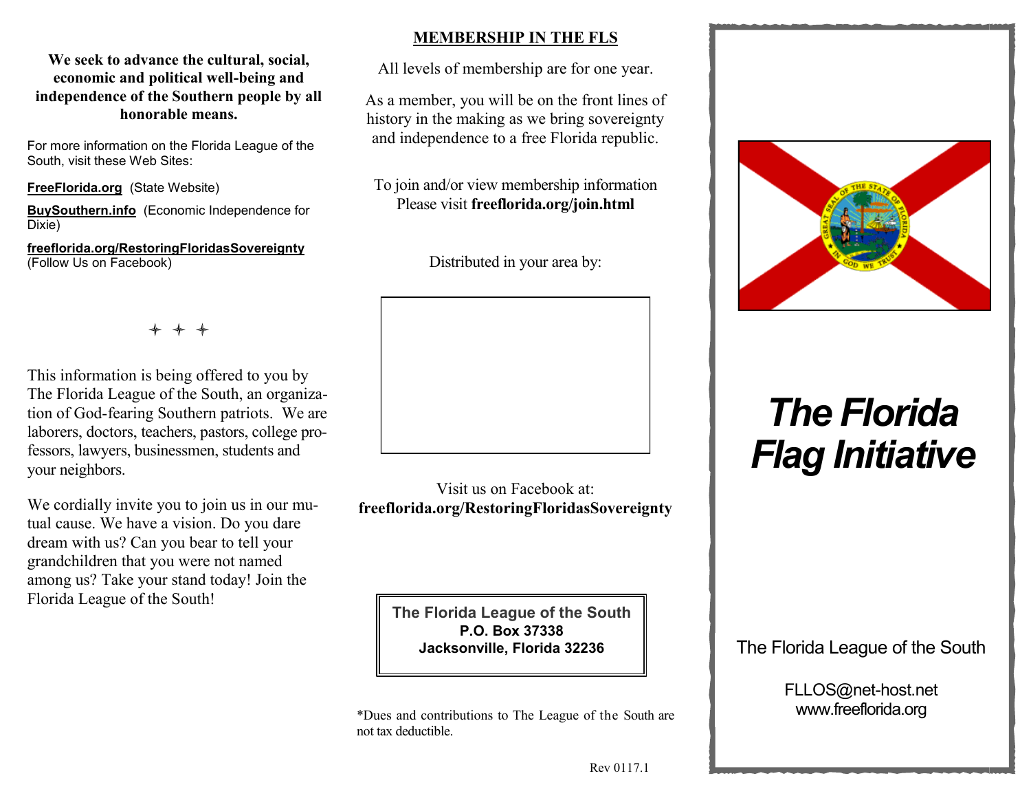**We seek to advance the cultural, social, economic and political well-being and independence of the Southern people by all honorable means.**

For more information on the Florida League of the South, visit these Web Sites:

**FreeFlorida.org** (State Website)

**BuySouthern.info** (Economic Independence for Dixie)

**freeflorida.org/RestoringFloridasSovereignty** (Follow Us on Facebook)

✦ ✦ ✦

This information is being offered to you by The Florida League of the South, an organization of God-fearing Southern patriots. We are laborers, doctors, teachers, pastors, college professors, lawyers, businessmen, students and your neighbors.

We cordially invite you to join us in our mutual cause. We have a vision. Do you dare dream with us? Can you bear to tell your grandchildren that you were not named among us? Take your stand today! Join the Florida League of the South!

## MEMBERSHIP IN THE FLS

All levels of membership are for one year.

As a member, you will be on the front lines of history in the making as we bring sovereignty and independence to a free Florida republic.

To join and/or view membership information Please visit **freeflorida.org/join.html**

Distributed in your area by:

Visit us on Facebook at:
**freeflorida.org/RestoringFloridasSovereignty**

**The Florida League of the South**
**P.O. Box 37338**
**Jacksonville, Florida 32236**

*Dues and contributions to The League of the South are not tax deductible.

Rev 0117.1

# *The Florida Flag Initiative*

The Florida League of the South

FLLOS@net-host.net
www.freeflorida.org